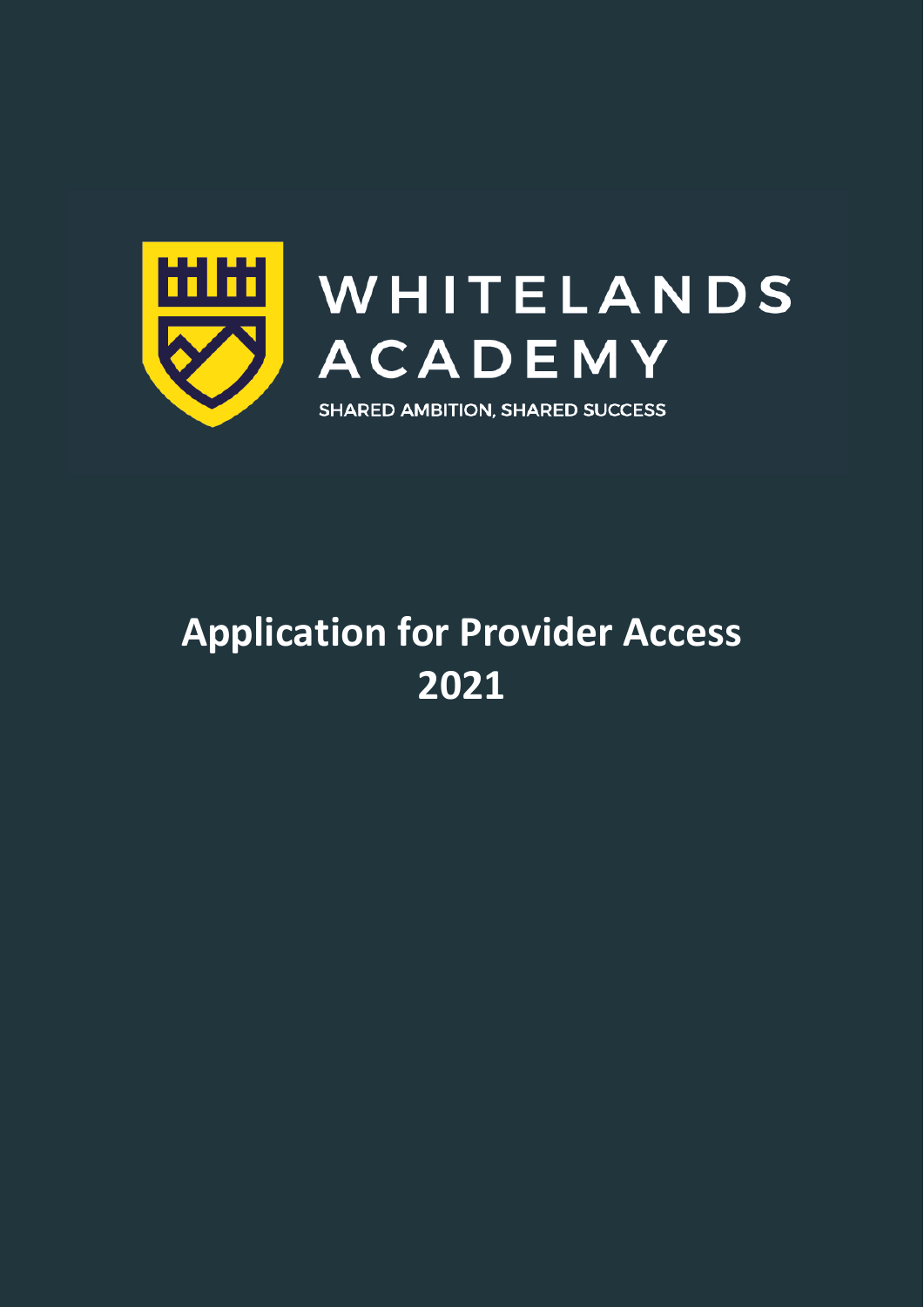# WHITELANDS ACADEMY

SHARED AMBITION, SHARED SUCCESS

# Application for Provider Access 2021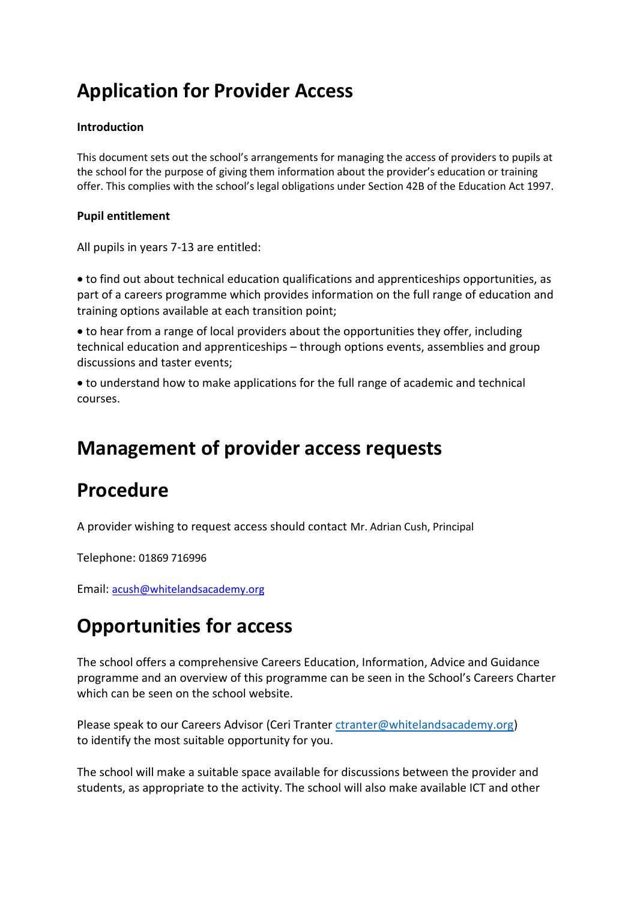# Application for Provider Access

**Introduction**

This document sets out the school's arrangements for managing the access of providers to pupils at the school for the purpose of giving them information about the provider's education or training offer. This complies with the school's legal obligations under Section 42B of the Education Act 1997.

**Pupil entitlement**

All pupils in years 7-13 are entitled:

- to find out about technical education qualifications and apprenticeships opportunities, as part of a careers programme which provides information on the full range of education and training options available at each transition point;
- to hear from a range of local providers about the opportunities they offer, including technical education and apprenticeships – through options events, assemblies and group discussions and taster events;
- to understand how to make applications for the full range of academic and technical courses.

# Management of provider access requests

# Procedure

A provider wishing to request access should contact Mr. Adrian Cush, Principal

Telephone: 01869 716996

Email: acush@whitelandsacademy.org

# Opportunities for access

The school offers a comprehensive Careers Education, Information, Advice and Guidance programme and an overview of this programme can be seen in the School's Careers Charter which can be seen on the school website.

Please speak to our Careers Advisor (Ceri Tranter ctranter@whitelandsacademy.org) to identify the most suitable opportunity for you.

The school will make a suitable space available for discussions between the provider and students, as appropriate to the activity. The school will also make available ICT and other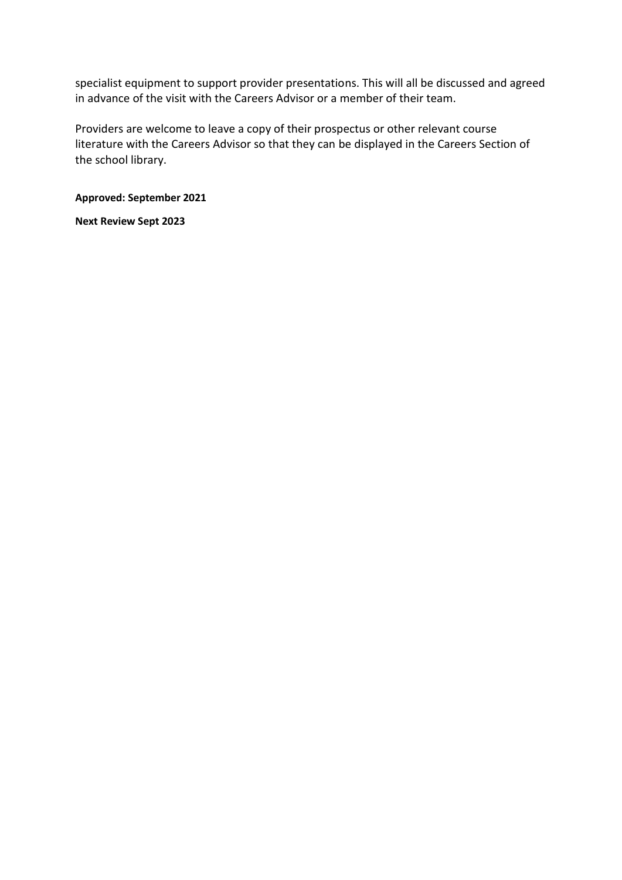specialist equipment to support provider presentations. This will all be discussed and agreed in advance of the visit with the Careers Advisor or a member of their team.

Providers are welcome to leave a copy of their prospectus or other relevant course literature with the Careers Advisor so that they can be displayed in the Careers Section of the school library.

**Approved: September 2021**

**Next Review Sept 2023**